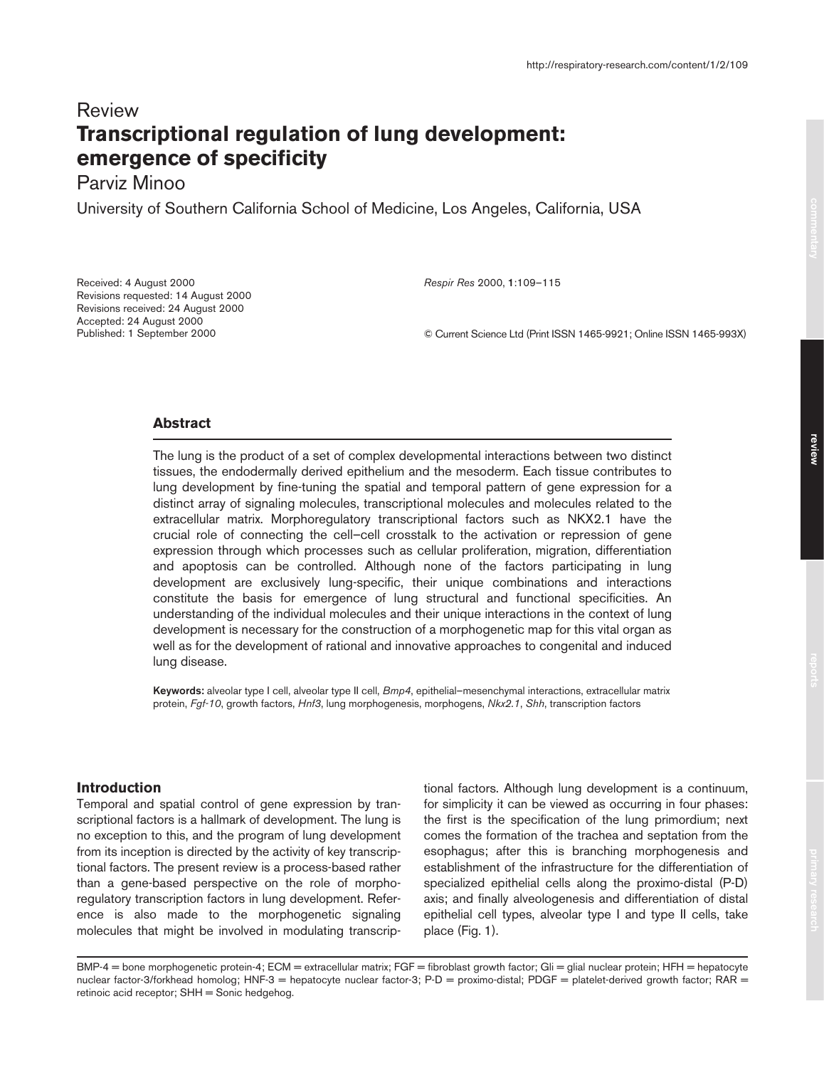Review

# Transcriptional regulation of lung development: emergence of specificity

Parviz Minoo

University of Southern California School of Medicine, Los Angeles, California, USA

Received: 4 August 2000
Revisions requested: 14 August 2000
Revisions received: 24 August 2000
Accepted: 24 August 2000
Published: 1 September 2000

*Respir Res* 2000, **1**:109–115

© Current Science Ltd (Print ISSN 1465-9921; Online ISSN 1465-993X)

## Abstract

The lung is the product of a set of complex developmental interactions between two distinct tissues, the endodermally derived epithelium and the mesoderm. Each tissue contributes to lung development by fine-tuning the spatial and temporal pattern of gene expression for a distinct array of signaling molecules, transcriptional molecules and molecules related to the extracellular matrix. Morphoregulatory transcriptional factors such as NKX2.1 have the crucial role of connecting the cell–cell crosstalk to the activation or repression of gene expression through which processes such as cellular proliferation, migration, differentiation and apoptosis can be controlled. Although none of the factors participating in lung development are exclusively lung-specific, their unique combinations and interactions constitute the basis for emergence of lung structural and functional specificities. An understanding of the individual molecules and their unique interactions in the context of lung development is necessary for the construction of a morphogenetic map for this vital organ as well as for the development of rational and innovative approaches to congenital and induced lung disease.

**Keywords:** alveolar type I cell, alveolar type II cell, *Bmp4*, epithelial–mesenchymal interactions, extracellular matrix protein, *Fgf-10*, growth factors, *Hnf3*, lung morphogenesis, morphogens, *Nkx2.1*, *Shh*, transcription factors

## Introduction

Temporal and spatial control of gene expression by transcriptional factors is a hallmark of development. The lung is no exception to this, and the program of lung development from its inception is directed by the activity of key transcriptional factors. The present review is a process-based rather than a gene-based perspective on the role of morphoregulatory transcription factors in lung development. Reference is also made to the morphogenetic signaling molecules that might be involved in modulating transcriptional factors. Although lung development is a continuum, for simplicity it can be viewed as occurring in four phases: the first is the specification of the lung primordium; next comes the formation of the trachea and septation from the esophagus; after this is branching morphogenesis and establishment of the infrastructure for the differentiation of specialized epithelial cells along the proximo-distal (P-D) axis; and finally alveologenesis and differentiation of distal epithelial cell types, alveolar type I and type II cells, take place (Fig. 1).

BMP-4 = bone morphogenetic protein-4; ECM = extracellular matrix; FGF = fibroblast growth factor; Gli = glial nuclear protein; HFH = hepatocyte nuclear factor-3/forkhead homolog; HNF-3 = hepatocyte nuclear factor-3; P-D = proximo-distal; PDGF = platelet-derived growth factor; RAR = retinoic acid receptor; SHH = Sonic hedgehog.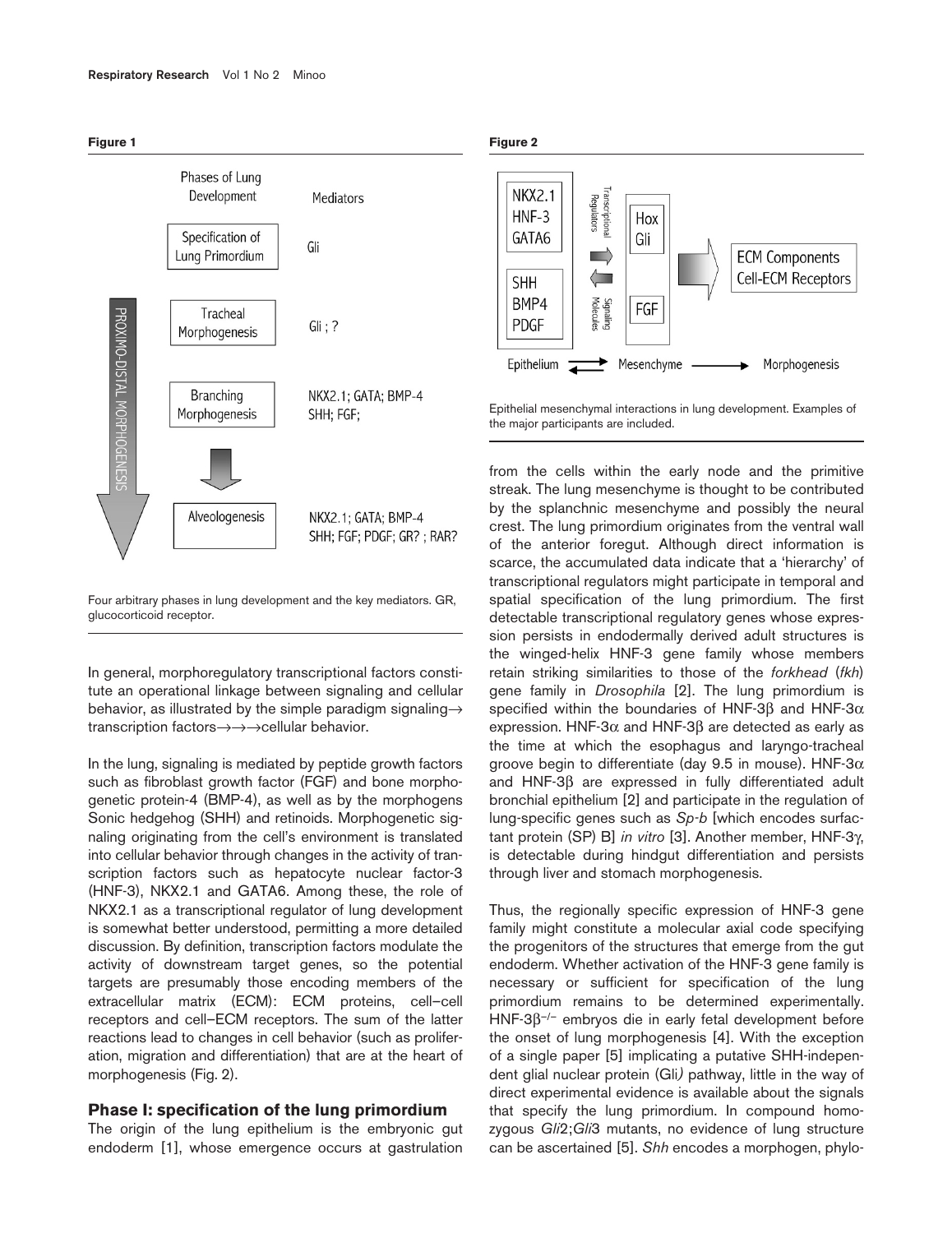**Figure 1**

Phases of Lung Development

Mediators

PROXIMO-DISTAL MORPHOGENESIS

Specification of Lung Primordium — Gli

Tracheal Morphogenesis — Gli ; ?

Branching Morphogenesis — NKX2.1; GATA; BMP-4 SHH; FGF;

Alveologenesis — NKX2.1; GATA; BMP-4 SHH; FGF; PDGF; GR? ; RAR?

Four arbitrary phases in lung development and the key mediators. GR, glucocorticoid receptor.

**Figure 2**

NKX2.1
HNF-3
GATA6

SHH
BMP4
PDGF

Transcriptional Regulators

Signaling Molecules

Hox
Gli

FGF

ECM Components
Cell-ECM Receptors

Epithelium

Mesenchyme

Morphogenesis

Epithelial mesenchymal interactions in lung development. Examples of the major participants are included.

In general, morphoregulatory transcriptional factors constitute an operational linkage between signaling and cellular behavior, as illustrated by the simple paradigm signaling→ transcription factors→→→cellular behavior.

In the lung, signaling is mediated by peptide growth factors such as fibroblast growth factor (FGF) and bone morphogenetic protein-4 (BMP-4), as well as by the morphogens Sonic hedgehog (SHH) and retinoids. Morphogenetic signaling originating from the cell's environment is translated into cellular behavior through changes in the activity of transcription factors such as hepatocyte nuclear factor-3 (HNF-3), NKX2.1 and GATA6. Among these, the role of NKX2.1 as a transcriptional regulator of lung development is somewhat better understood, permitting a more detailed discussion. By definition, transcription factors modulate the activity of downstream target genes, so the potential targets are presumably those encoding members of the extracellular matrix (ECM): ECM proteins, cell–cell receptors and cell–ECM receptors. The sum of the latter reactions lead to changes in cell behavior (such as proliferation, migration and differentiation) that are at the heart of morphogenesis (Fig. 2).

## Phase I: specification of the lung primordium

The origin of the lung epithelium is the embryonic gut endoderm [1], whose emergence occurs at gastrulation from the cells within the early node and the primitive streak. The lung mesenchyme is thought to be contributed by the splanchnic mesenchyme and possibly the neural crest. The lung primordium originates from the ventral wall of the anterior foregut. Although direct information is scarce, the accumulated data indicate that a 'hierarchy' of transcriptional regulators might participate in temporal and spatial specification of the lung primordium. The first detectable transcriptional regulatory genes whose expression persists in endodermally derived adult structures is the winged-helix HNF-3 gene family whose members retain striking similarities to those of the *forkhead* (*fkh*) gene family in *Drosophila* [2]. The lung primordium is specified within the boundaries of HNF-3β and HNF-3α expression. HNF-3α and HNF-3β are detected as early as the time at which the esophagus and laryngo-tracheal groove begin to differentiate (day 9.5 in mouse). HNF-3α and HNF-3β are expressed in fully differentiated adult bronchial epithelium [2] and participate in the regulation of lung-specific genes such as *Sp-b* [which encodes surfactant protein (SP) B] *in vitro* [3]. Another member, HNF-3γ, is detectable during hindgut differentiation and persists through liver and stomach morphogenesis.

Thus, the regionally specific expression of HNF-3 gene family might constitute a molecular axial code specifying the progenitors of the structures that emerge from the gut endoderm. Whether activation of the HNF-3 gene family is necessary or sufficient for specification of the lung primordium remains to be determined experimentally. HNF-3$\beta^{-/-}$ embryos die in early fetal development before the onset of lung morphogenesis [4]. With the exception of a single paper [5] implicating a putative SHH-independent glial nuclear protein (Gli) pathway, little in the way of direct experimental evidence is available about the signals that specify the lung primordium. In compound homozygous *Gli*2;*Gli*3 mutants, no evidence of lung structure can be ascertained [5]. *Shh* encodes a morphogen, phylo-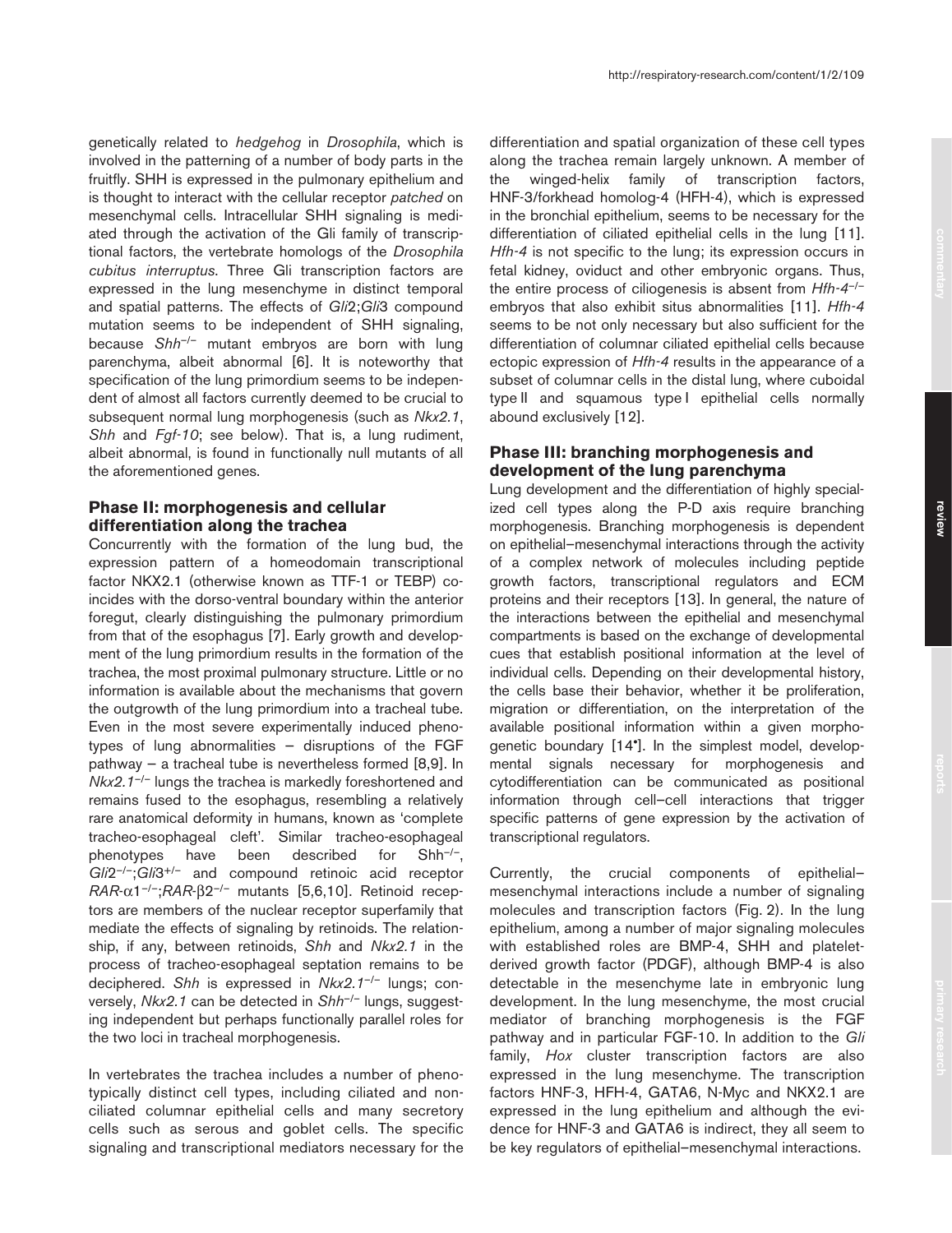genetically related to *hedgehog* in *Drosophila*, which is involved in the patterning of a number of body parts in the fruitfly. SHH is expressed in the pulmonary epithelium and is thought to interact with the cellular receptor *patched* on mesenchymal cells. Intracellular SHH signaling is mediated through the activation of the Gli family of transcriptional factors, the vertebrate homologs of the *Drosophila cubitus interruptus*. Three Gli transcription factors are expressed in the lung mesenchyme in distinct temporal and spatial patterns. The effects of *Gli*2;*Gli*3 compound mutation seems to be independent of SHH signaling, because $Shh^{-/-}$ mutant embryos are born with lung parenchyma, albeit abnormal [6]. It is noteworthy that specification of the lung primordium seems to be independent of almost all factors currently deemed to be crucial to subsequent normal lung morphogenesis (such as *Nkx2.1*, *Shh* and *Fgf-10*; see below). That is, a lung rudiment, albeit abnormal, is found in functionally null mutants of all the aforementioned genes.

## Phase II: morphogenesis and cellular differentiation along the trachea

Concurrently with the formation of the lung bud, the expression pattern of a homeodomain transcriptional factor NKX2.1 (otherwise known as TTF-1 or TEBP) coincides with the dorso-ventral boundary within the anterior foregut, clearly distinguishing the pulmonary primordium from that of the esophagus [7]. Early growth and development of the lung primordium results in the formation of the trachea, the most proximal pulmonary structure. Little or no information is available about the mechanisms that govern the outgrowth of the lung primordium into a tracheal tube. Even in the most severe experimentally induced phenotypes of lung abnormalities – disruptions of the FGF pathway – a tracheal tube is nevertheless formed [8,9]. In $Nkx2.1^{-/-}$ lungs the trachea is markedly foreshortened and remains fused to the esophagus, resembling a relatively rare anatomical deformity in humans, known as 'complete tracheo-esophageal cleft'. Similar tracheo-esophageal phenotypes have been described for $Shh^{-/-}$, $Gli2^{-/-}$;$Gli3^{+/-}$ and compound retinoic acid receptor $RAR\text{-}\alpha1^{-/-}$;$RAR\text{-}\beta2^{-/-}$ mutants [5,6,10]. Retinoid receptors are members of the nuclear receptor superfamily that mediate the effects of signaling by retinoids. The relationship, if any, between retinoids, *Shh* and *Nkx2.1* in the process of tracheo-esophageal septation remains to be deciphered. *Shh* is expressed in $Nkx2.1^{-/-}$ lungs; conversely, *Nkx2.1* can be detected in $Shh^{-/-}$ lungs, suggesting independent but perhaps functionally parallel roles for the two loci in tracheal morphogenesis.

In vertebrates the trachea includes a number of phenotypically distinct cell types, including ciliated and nonciliated columnar epithelial cells and many secretory cells such as serous and goblet cells. The specific signaling and transcriptional mediators necessary for the differentiation and spatial organization of these cell types along the trachea remain largely unknown. A member of the winged-helix family of transcription factors, HNF-3/forkhead homolog-4 (HFH-4), which is expressed in the bronchial epithelium, seems to be necessary for the differentiation of ciliated epithelial cells in the lung [11]. *Hfh-4* is not specific to the lung; its expression occurs in fetal kidney, oviduct and other embryonic organs. Thus, the entire process of ciliogenesis is absent from $Hfh\text{-}4^{-/-}$ embryos that also exhibit situs abnormalities [11]. *Hfh-4* seems to be not only necessary but also sufficient for the differentiation of columnar ciliated epithelial cells because ectopic expression of *Hfh-4* results in the appearance of a subset of columnar cells in the distal lung, where cuboidal type II and squamous type I epithelial cells normally abound exclusively [12].

## Phase III: branching morphogenesis and development of the lung parenchyma

Lung development and the differentiation of highly specialized cell types along the P-D axis require branching morphogenesis. Branching morphogenesis is dependent on epithelial–mesenchymal interactions through the activity of a complex network of molecules including peptide growth factors, transcriptional regulators and ECM proteins and their receptors [13]. In general, the nature of the interactions between the epithelial and mesenchymal compartments is based on the exchange of developmental cues that establish positional information at the level of individual cells. Depending on their developmental history, the cells base their behavior, whether it be proliferation, migration or differentiation, on the interpretation of the available positional information within a given morphogenetic boundary [14•]. In the simplest model, developmental signals necessary for morphogenesis and cytodifferentiation can be communicated as positional information through cell–cell interactions that trigger specific patterns of gene expression by the activation of transcriptional regulators.

Currently, the crucial components of epithelial–mesenchymal interactions include a number of signaling molecules and transcription factors (Fig. 2). In the lung epithelium, among a number of major signaling molecules with established roles are BMP-4, SHH and platelet-derived growth factor (PDGF), although BMP-4 is also detectable in the mesenchyme late in embryonic lung development. In the lung mesenchyme, the most crucial mediator of branching morphogenesis is the FGF pathway and in particular FGF-10. In addition to the *Gli* family, *Hox* cluster transcription factors are also expressed in the lung mesenchyme. The transcription factors HNF-3, HFH-4, GATA6, N-Myc and NKX2.1 are expressed in the lung epithelium and although the evidence for HNF-3 and GATA6 is indirect, they all seem to be key regulators of epithelial–mesenchymal interactions.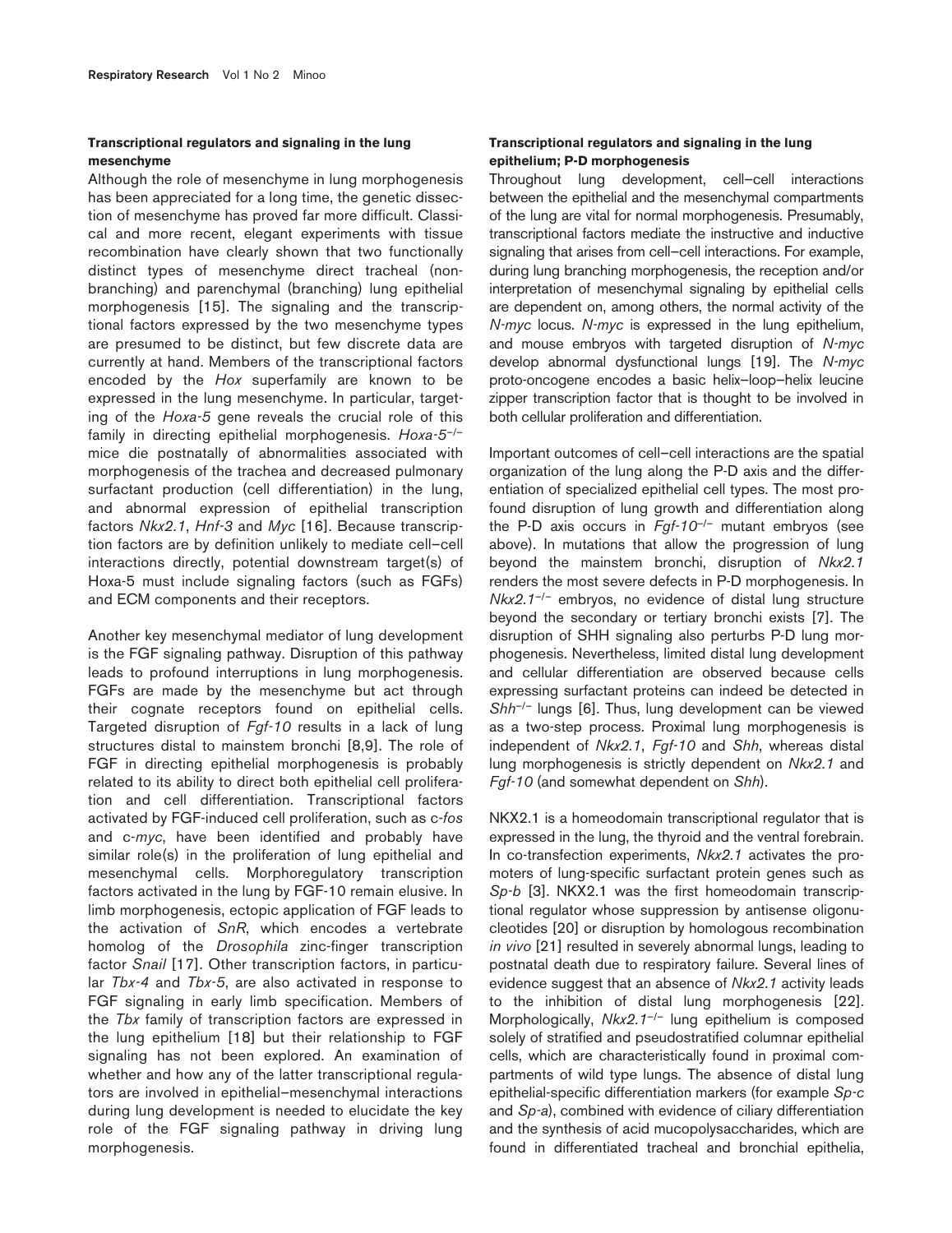### Transcriptional regulators and signaling in the lung mesenchyme

Although the role of mesenchyme in lung morphogenesis has been appreciated for a long time, the genetic dissection of mesenchyme has proved far more difficult. Classical and more recent, elegant experiments with tissue recombination have clearly shown that two functionally distinct types of mesenchyme direct tracheal (non-branching) and parenchymal (branching) lung epithelial morphogenesis [15]. The signaling and the transcriptional factors expressed by the two mesenchyme types are presumed to be distinct, but few discrete data are currently at hand. Members of the transcriptional factors encoded by the *Hox* superfamily are known to be expressed in the lung mesenchyme. In particular, targeting of the *Hoxa-5* gene reveals the crucial role of this family in directing epithelial morphogenesis. *Hoxa-5*$^{-/-}$ mice die postnatally of abnormalities associated with morphogenesis of the trachea and decreased pulmonary surfactant production (cell differentiation) in the lung, and abnormal expression of epithelial transcription factors *Nkx2.1*, *Hnf-3* and *Myc* [16]. Because transcription factors are by definition unlikely to mediate cell–cell interactions directly, potential downstream target(s) of Hoxa-5 must include signaling factors (such as FGFs) and ECM components and their receptors.

Another key mesenchymal mediator of lung development is the FGF signaling pathway. Disruption of this pathway leads to profound interruptions in lung morphogenesis. FGFs are made by the mesenchyme but act through their cognate receptors found on epithelial cells. Targeted disruption of *Fgf-10* results in a lack of lung structures distal to mainstem bronchi [8,9]. The role of FGF in directing epithelial morphogenesis is probably related to its ability to direct both epithelial cell proliferation and cell differentiation. Transcriptional factors activated by FGF-induced cell proliferation, such as c-*fos* and c-*myc*, have been identified and probably have similar role(s) in the proliferation of lung epithelial and mesenchymal cells. Morphoregulatory transcription factors activated in the lung by FGF-10 remain elusive. In limb morphogenesis, ectopic application of FGF leads to the activation of *SnR*, which encodes a vertebrate homolog of the *Drosophila* zinc-finger transcription factor *Snail* [17]. Other transcription factors, in particular *Tbx-4* and *Tbx-5*, are also activated in response to FGF signaling in early limb specification. Members of the *Tbx* family of transcription factors are expressed in the lung epithelium [18] but their relationship to FGF signaling has not been explored. An examination of whether and how any of the latter transcriptional regulators are involved in epithelial–mesenchymal interactions during lung development is needed to elucidate the key role of the FGF signaling pathway in driving lung morphogenesis.

### Transcriptional regulators and signaling in the lung epithelium; P-D morphogenesis

Throughout lung development, cell–cell interactions between the epithelial and the mesenchymal compartments of the lung are vital for normal morphogenesis. Presumably, transcriptional factors mediate the instructive and inductive signaling that arises from cell–cell interactions. For example, during lung branching morphogenesis, the reception and/or interpretation of mesenchymal signaling by epithelial cells are dependent on, among others, the normal activity of the *N-myc* locus. *N-myc* is expressed in the lung epithelium, and mouse embryos with targeted disruption of *N-myc* develop abnormal dysfunctional lungs [19]. The *N-myc* proto-oncogene encodes a basic helix–loop–helix leucine zipper transcription factor that is thought to be involved in both cellular proliferation and differentiation.

Important outcomes of cell–cell interactions are the spatial organization of the lung along the P-D axis and the differentiation of specialized epithelial cell types. The most profound disruption of lung growth and differentiation along the P-D axis occurs in *Fgf-10*$^{-/-}$ mutant embryos (see above). In mutations that allow the progression of lung beyond the mainstem bronchi, disruption of *Nkx2.1* renders the most severe defects in P-D morphogenesis. In *Nkx2.1*$^{-/-}$ embryos, no evidence of distal lung structure beyond the secondary or tertiary bronchi exists [7]. The disruption of SHH signaling also perturbs P-D lung morphogenesis. Nevertheless, limited distal lung development and cellular differentiation are observed because cells expressing surfactant proteins can indeed be detected in *Shh*$^{-/-}$ lungs [6]. Thus, lung development can be viewed as a two-step process. Proximal lung morphogenesis is independent of *Nkx2.1*, *Fgf-10* and *Shh*, whereas distal lung morphogenesis is strictly dependent on *Nkx2.1* and *Fgf-10* (and somewhat dependent on *Shh*).

NKX2.1 is a homeodomain transcriptional regulator that is expressed in the lung, the thyroid and the ventral forebrain. In co-transfection experiments, *Nkx2.1* activates the promoters of lung-specific surfactant protein genes such as *Sp-b* [3]. NKX2.1 was the first homeodomain transcriptional regulator whose suppression by antisense oligonucleotides [20] or disruption by homologous recombination *in vivo* [21] resulted in severely abnormal lungs, leading to postnatal death due to respiratory failure. Several lines of evidence suggest that an absence of *Nkx2.1* activity leads to the inhibition of distal lung morphogenesis [22]. Morphologically, *Nkx2.1*$^{-/-}$ lung epithelium is composed solely of stratified and pseudostratified columnar epithelial cells, which are characteristically found in proximal compartments of wild type lungs. The absence of distal lung epithelial-specific differentiation markers (for example *Sp-c* and *Sp-a*), combined with evidence of ciliary differentiation and the synthesis of acid mucopolysaccharides, which are found in differentiated tracheal and bronchial epithelia,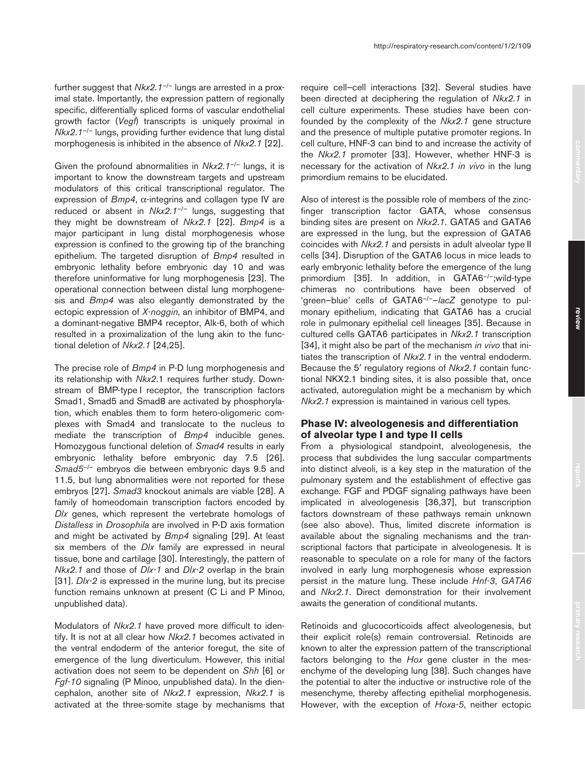further suggest that *Nkx2.1*$^{-/-}$ lungs are arrested in a proximal state. Importantly, the expression pattern of regionally specific, differentially spliced forms of vascular endothelial growth factor (*Vegf*) transcripts is uniquely proximal in *Nkx2.1*$^{-/-}$ lungs, providing further evidence that lung distal morphogenesis is inhibited in the absence of *Nkx2.1* [22].

Given the profound abnormalities in *Nkx2.1*$^{-/-}$ lungs, it is important to know the downstream targets and upstream modulators of this critical transcriptional regulator. The expression of *Bmp4*, $\alpha$-integrins and collagen type IV are reduced or absent in *Nkx2.1*$^{-/-}$ lungs, suggesting that they might be downstream of *Nkx2.1* [22]. *Bmp4* is a major participant in lung distal morphogenesis whose expression is confined to the growing tip of the branching epithelium. The targeted disruption of *Bmp4* resulted in embryonic lethality before embryonic day 10 and was therefore uninformative for lung morphogenesis [23]. The operational connection between distal lung morphogenesis and *Bmp4* was also elegantly demonstrated by the ectopic expression of *X-noggin*, an inhibitor of BMP4, and a dominant-negative BMP4 receptor, Alk-6, both of which resulted in a proximalization of the lung akin to the functional deletion of *Nkx2.1* [24,25].

The precise role of *Bmp4* in P-D lung morphogenesis and its relationship with *Nkx2.*1 requires further study. Downstream of BMP-type I receptor, the transcription factors Smad1, Smad5 and Smad8 are activated by phosphorylation, which enables them to form hetero-oligomeric complexes with Smad4 and translocate to the nucleus to mediate the transcription of *Bmp4* inducible genes. Homozygous functional deletion of *Smad4* results in early embryonic lethality before embryonic day 7.5 [26]. *Smad5*$^{-/-}$ embryos die between embryonic days 9.5 and 11.5, but lung abnormalities were not reported for these embryos [27]. *Smad3* knockout animals are viable [28]. A family of homeodomain transcription factors encoded by *Dlx* genes, which represent the vertebrate homologs of *Distalless* in *Drosophila* are involved in P-D axis formation and might be activated by *Bmp4* signaling [29]. At least six members of the *Dlx* family are expressed in neural tissue, bone and cartilage [30]. Interestingly, the pattern of *Nkx2.1* and those of *Dlx-1* and *Dlx-2* overlap in the brain [31]. *Dlx-2* is expressed in the murine lung, but its precise function remains unknown at present (C Li and P Minoo, unpublished data).

Modulators of *Nkx2.1* have proved more difficult to identify. It is not at all clear how *Nkx2.1* becomes activated in the ventral endoderm of the anterior foregut, the site of emergence of the lung diverticulum. However, this initial activation does not seem to be dependent on *Shh* [6] or *Fgf-10* signaling (P Minoo, unpublished data). In the diencephalon, another site of *Nkx2.1* expression, *Nkx2.1* is activated at the three-somite stage by mechanisms that require cell–cell interactions [32]. Several studies have been directed at deciphering the regulation of *Nkx2.1* in cell culture experiments. These studies have been confounded by the complexity of the *Nkx2.1* gene structure and the presence of multiple putative promoter regions. In cell culture, HNF-3 can bind to and increase the activity of the *Nkx2.1* promoter [33]. However, whether HNF-3 is necessary for the activation of *Nkx2.1 in vivo* in the lung primordium remains to be elucidated.

Also of interest is the possible role of members of the zinc-finger transcription factor GATA, whose consensus binding sites are present on *Nkx2.1*. GATA5 and GATA6 are expressed in the lung, but the expression of GATA6 coincides with *Nkx2.1* and persists in adult alveolar type II cells [34]. Disruption of the GATA6 locus in mice leads to early embryonic lethality before the emergence of the lung primordium [35]. In addition, in GATA6$^{-/-}$;wild-type chimeras no contributions have been observed of 'green–blue' cells of GATA6$^{-/-}$–*lacZ* genotype to pulmonary epithelium, indicating that GATA6 has a crucial role in pulmonary epithelial cell lineages [35]. Because in cultured cells GATA6 participates in *Nkx2.1* transcription [34], it might also be part of the mechanism *in vivo* that initiates the transcription of *Nkx2.1* in the ventral endoderm. Because the 5′ regulatory regions of *Nkx2.1* contain functional NKX2.1 binding sites, it is also possible that, once activated, autoregulation might be a mechanism by which *Nkx2.1* expression is maintained in various cell types.

## Phase IV: alveologenesis and differentiation of alveolar type I and type II cells

From a physiological standpoint, alveologenesis, the process that subdivides the lung saccular compartments into distinct alveoli, is a key step in the maturation of the pulmonary system and the establishment of effective gas exchange. FGF and PDGF signaling pathways have been implicated in alveologenesis [36,37], but transcription factors downstream of these pathways remain unknown (see also above). Thus, limited discrete information is available about the signaling mechanisms and the transcriptional factors that participate in alveologenesis. It is reasonable to speculate on a role for many of the factors involved in early lung morphogenesis whose expression persist in the mature lung. These include *Hnf-3*, *GATA6* and *Nkx2.1*. Direct demonstration for their involvement awaits the generation of conditional mutants.

Retinoids and glucocorticoids affect alveologenesis, but their explicit role(s) remain controversial. Retinoids are known to alter the expression pattern of the transcriptional factors belonging to the *Hox* gene cluster in the mesenchyme of the developing lung [38]. Such changes have the potential to alter the inductive or instructive role of the mesenchyme, thereby affecting epithelial morphogenesis. However, with the exception of *Hoxa-5*, neither ectopic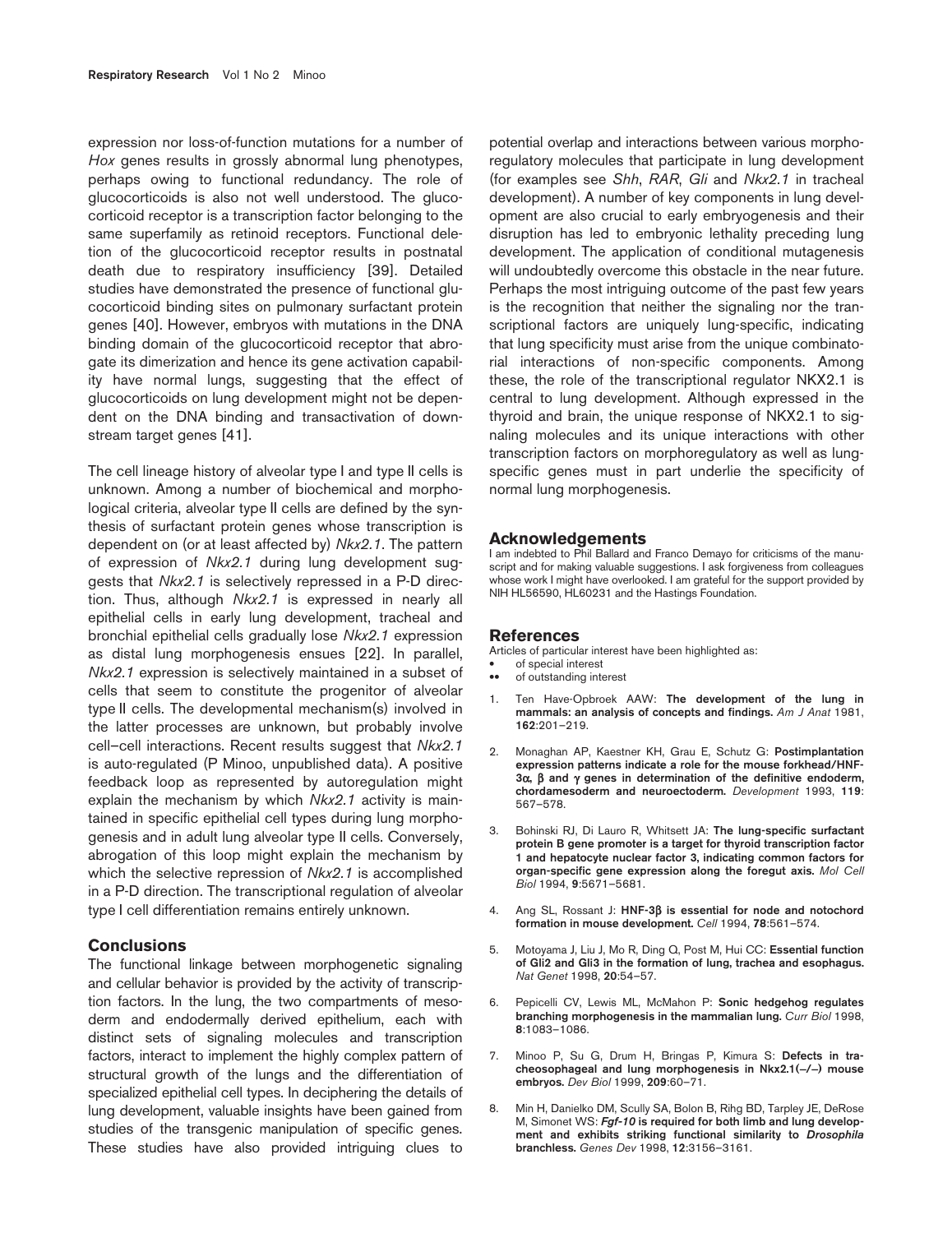expression nor loss-of-function mutations for a number of *Hox* genes results in grossly abnormal lung phenotypes, perhaps owing to functional redundancy. The role of glucocorticoids is also not well understood. The glucocorticoid receptor is a transcription factor belonging to the same superfamily as retinoid receptors. Functional deletion of the glucocorticoid receptor results in postnatal death due to respiratory insufficiency [39]. Detailed studies have demonstrated the presence of functional glucocorticoid binding sites on pulmonary surfactant protein genes [40]. However, embryos with mutations in the DNA binding domain of the glucocorticoid receptor that abrogate its dimerization and hence its gene activation capability have normal lungs, suggesting that the effect of glucocorticoids on lung development might not be dependent on the DNA binding and transactivation of downstream target genes [41].

The cell lineage history of alveolar type I and type II cells is unknown. Among a number of biochemical and morphological criteria, alveolar type II cells are defined by the synthesis of surfactant protein genes whose transcription is dependent on (or at least affected by) *Nkx2.1*. The pattern of expression of *Nkx2.1* during lung development suggests that *Nkx2.1* is selectively repressed in a P-D direction. Thus, although *Nkx2.1* is expressed in nearly all epithelial cells in early lung development, tracheal and bronchial epithelial cells gradually lose *Nkx2.1* expression as distal lung morphogenesis ensues [22]. In parallel, *Nkx2.1* expression is selectively maintained in a subset of cells that seem to constitute the progenitor of alveolar type II cells. The developmental mechanism(s) involved in the latter processes are unknown, but probably involve cell–cell interactions. Recent results suggest that *Nkx2.1* is auto-regulated (P Minoo, unpublished data). A positive feedback loop as represented by autoregulation might explain the mechanism by which *Nkx2.1* activity is maintained in specific epithelial cell types during lung morphogenesis and in adult lung alveolar type II cells. Conversely, abrogation of this loop might explain the mechanism by which the selective repression of *Nkx2.1* is accomplished in a P-D direction. The transcriptional regulation of alveolar type I cell differentiation remains entirely unknown.

## Conclusions

The functional linkage between morphogenetic signaling and cellular behavior is provided by the activity of transcription factors. In the lung, the two compartments of mesoderm and endodermally derived epithelium, each with distinct sets of signaling molecules and transcription factors, interact to implement the highly complex pattern of structural growth of the lungs and the differentiation of specialized epithelial cell types. In deciphering the details of lung development, valuable insights have been gained from studies of the transgenic manipulation of specific genes. These studies have also provided intriguing clues to potential overlap and interactions between various morphoregulatory molecules that participate in lung development (for examples see *Shh*, *RAR*, *Gli* and *Nkx2.1* in tracheal development). A number of key components in lung development are also crucial to early embryogenesis and their disruption has led to embryonic lethality preceding lung development. The application of conditional mutagenesis will undoubtedly overcome this obstacle in the near future. Perhaps the most intriguing outcome of the past few years is the recognition that neither the signaling nor the transcriptional factors are uniquely lung-specific, indicating that lung specificity must arise from the unique combinatorial interactions of non-specific components. Among these, the role of the transcriptional regulator NKX2.1 is central to lung development. Although expressed in the thyroid and brain, the unique response of NKX2.1 to signaling molecules and its unique interactions with other transcription factors on morphoregulatory as well as lung-specific genes must in part underlie the specificity of normal lung morphogenesis.

## Acknowledgements

I am indebted to Phil Ballard and Franco Demayo for criticisms of the manuscript and for making valuable suggestions. I ask forgiveness from colleagues whose work I might have overlooked. I am grateful for the support provided by NIH HL56590, HL60231 and the Hastings Foundation.

## References

Articles of particular interest have been highlighted as:
- • of special interest
- •• of outstanding interest

1. Ten Have-Opbroek AAW: **The development of the lung in mammals: an analysis of concepts and findings.** *Am J Anat* 1981, **162**:201–219.
2. Monaghan AP, Kaestner KH, Grau E, Schutz G: **Postimplantation expression patterns indicate a role for the mouse forkhead/HNF-3α, β and γ genes in determination of the definitive endoderm, chordamesoderm and neuroectoderm.** *Development* 1993, **119**:567–578.
3. Bohinski RJ, Di Lauro R, Whitsett JA: **The lung-specific surfactant protein B gene promoter is a target for thyroid transcription factor 1 and hepatocyte nuclear factor 3, indicating common factors for organ-specific gene expression along the foregut axis.** *Mol Cell Biol* 1994, **9**:5671–5681.
4. Ang SL, Rossant J: **HNF-3β is essential for node and notochord formation in mouse development.** *Cell* 1994, **78**:561–574.
5. Motoyama J, Liu J, Mo R, Ding Q, Post M, Hui CC: **Essential function of Gli2 and Gli3 in the formation of lung, trachea and esophagus.** *Nat Genet* 1998, **20**:54–57.
6. Pepicelli CV, Lewis ML, McMahon P: **Sonic hedgehog regulates branching morphogenesis in the mammalian lung.** *Curr Biol* 1998, **8**:1083–1086.
7. Minoo P, Su G, Drum H, Bringas P, Kimura S: **Defects in tracheosophageal and lung morphogenesis in Nkx2.1(–/–) mouse embryos.** *Dev Biol* 1999, **209**:60–71.
8. Min H, Danielko DM, Scully SA, Bolon B, Rihg BD, Tarpley JE, DeRose M, Simonet WS: ***Fgf-10* is required for both limb and lung development and exhibits striking functional similarity to *Drosophila* branchless.** *Genes Dev* 1998, **12**:3156–3161.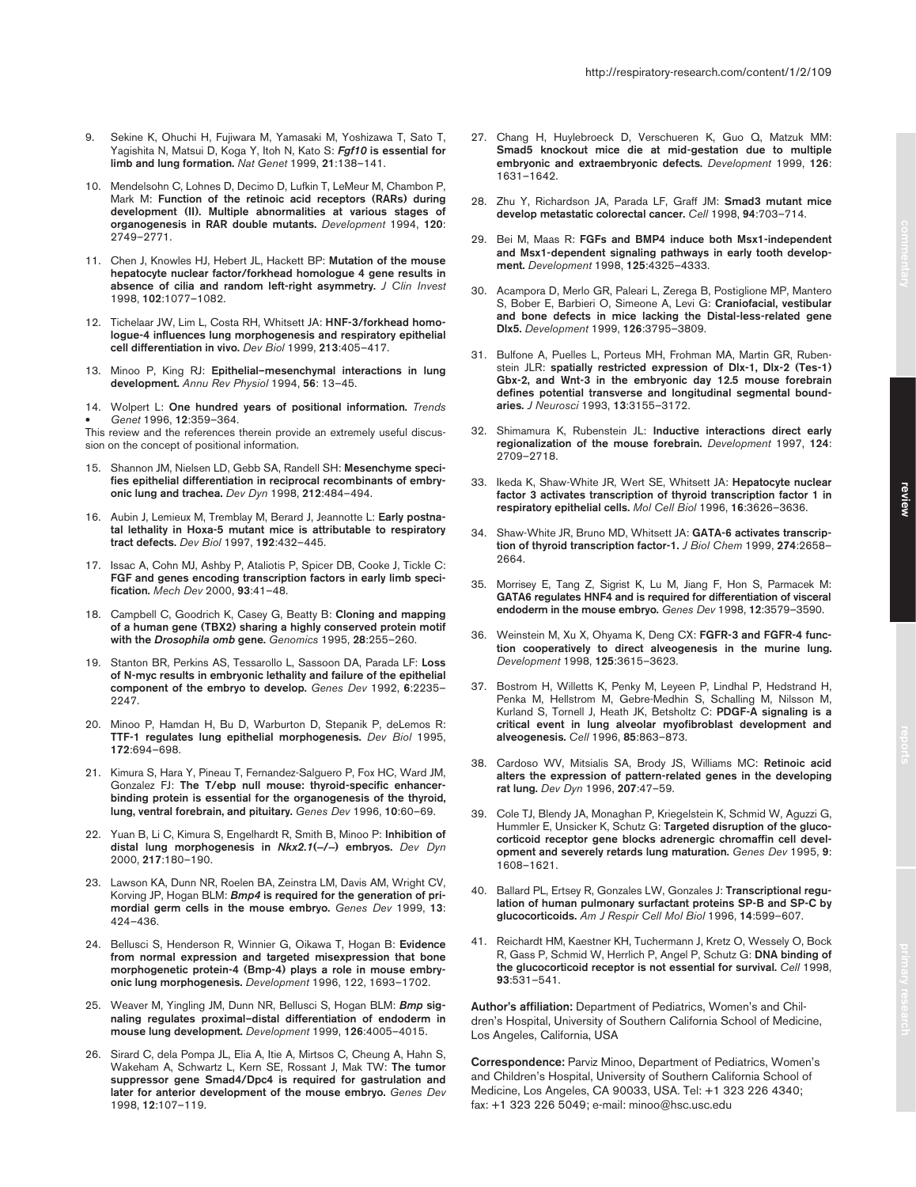9. Sekine K, Ohuchi H, Fujiwara M, Yamasaki M, Yoshizawa T, Sato T, Yagishita N, Matsui D, Koga Y, Itoh N, Kato S: ***Fgf10* is essential for limb and lung formation.** *Nat Genet* 1999, **21**:138–141.

10. Mendelsohn C, Lohnes D, Decimo D, Lufkin T, LeMeur M, Chambon P, Mark M: **Function of the retinoic acid receptors (RARs) during development (II). Multiple abnormalities at various stages of organogenesis in RAR double mutants.** *Development* 1994, **120**: 2749–2771.

11. Chen J, Knowles HJ, Hebert JL, Hackett BP: **Mutation of the mouse hepatocyte nuclear factor/forkhead homologue 4 gene results in absence of cilia and random left-right asymmetry.** *J Clin Invest* 1998, **102**:1077–1082.

12. Tichelaar JW, Lim L, Costa RH, Whitsett JA: **HNF-3/forkhead homologue-4 influences lung morphogenesis and respiratory epithelial cell differentiation in vivo.** *Dev Biol* 1999, **213**:405–417.

13. Minoo P, King RJ: **Epithelial–mesenchymal interactions in lung development.** *Annu Rev Physiol* 1994, **56**: 13–45.

14. Wolpert L: **One hundred years of positional information.** *Trends* • *Genet* 1996, **12**:359–364.
This review and the references therein provide an extremely useful discussion on the concept of positional information.

15. Shannon JM, Nielsen LD, Gebb SA, Randell SH: **Mesenchyme specifies epithelial differentiation in reciprocal recombinants of embryonic lung and trachea.** *Dev Dyn* 1998, **212**:484–494.

16. Aubin J, Lemieux M, Tremblay M, Berard J, Jeannotte L: **Early postnatal lethality in Hoxa-5 mutant mice is attributable to respiratory tract defects.** *Dev Biol* 1997, **192**:432–445.

17. Issac A, Cohn MJ, Ashby P, Ataliotis P, Spicer DB, Cooke J, Tickle C: **FGF and genes encoding transcription factors in early limb specification.** *Mech Dev* 2000, **93**:41–48.

18. Campbell C, Goodrich K, Casey G, Beatty B: **Cloning and mapping of a human gene (TBX2) sharing a highly conserved protein motif with the *Drosophila omb* gene.** *Genomics* 1995, **28**:255–260.

19. Stanton BR, Perkins AS, Tessarollo L, Sassoon DA, Parada LF: **Loss of N-myc results in embryonic lethality and failure of the epithelial component of the embryo to develop.** *Genes Dev* 1992, **6**:2235–2247.

20. Minoo P, Hamdan H, Bu D, Warburton D, Stepanik P, deLemos R: **TTF-1 regulates lung epithelial morphogenesis.** *Dev Biol* 1995, **172**:694–698.

21. Kimura S, Hara Y, Pineau T, Fernandez-Salguero P, Fox HC, Ward JM, Gonzalez FJ: **The T/ebp null mouse: thyroid-specific enhancer-binding protein is essential for the organogenesis of the thyroid, lung, ventral forebrain, and pituitary.** *Genes Dev* 1996, **10**:60–69.

22. Yuan B, Li C, Kimura S, Engelhardt R, Smith B, Minoo P: **Inhibition of distal lung morphogenesis in *Nkx2.1(–/–)* embryos.** *Dev Dyn* 2000, **217**:180–190.

23. Lawson KA, Dunn NR, Roelen BA, Zeinstra LM, Davis AM, Wright CV, Korving JP, Hogan BLM: ***Bmp4* is required for the generation of primordial germ cells in the mouse embryo.** *Genes Dev* 1999, **13**: 424–436.

24. Bellusci S, Henderson R, Winnier G, Oikawa T, Hogan B: **Evidence from normal expression and targeted misexpression that bone morphogenetic protein-4 (Bmp-4) plays a role in mouse embryonic lung morphogenesis.** *Development* 1996, 122, 1693–1702.

25. Weaver M, Yingling JM, Dunn NR, Bellusci S, Hogan BLM: ***Bmp* signaling regulates proximal–distal differentiation of endoderm in mouse lung development.** *Development* 1999, **126**:4005–4015.

26. Sirard C, dela Pompa JL, Elia A, Itie A, Mirtsos C, Cheung A, Hahn S, Wakeham A, Schwartz L, Kern SE, Rossant J, Mak TW: **The tumor suppressor gene Smad4/Dpc4 is required for gastrulation and later for anterior development of the mouse embryo.** *Genes Dev* 1998, **12**:107–119.

27. Chang H, Huylebroeck D, Verschueren K, Guo Q, Matzuk MM: **Smad5 knockout mice die at mid-gestation due to multiple embryonic and extraembryonic defects.** *Development* 1999, **126**: 1631–1642.

28. Zhu Y, Richardson JA, Parada LF, Graff JM: **Smad3 mutant mice develop metastatic colorectal cancer.** *Cell* 1998, **94**:703–714.

29. Bei M, Maas R: **FGFs and BMP4 induce both Msx1-independent and Msx1-dependent signaling pathways in early tooth development.** *Development* 1998, **125**:4325–4333.

30. Acampora D, Merlo GR, Paleari L, Zerega B, Postiglione MP, Mantero S, Bober E, Barbieri O, Simeone A, Levi G: **Craniofacial, vestibular and bone defects in mice lacking the Distal-less-related gene Dlx5.** *Development* 1999, **126**:3795–3809.

31. Bulfone A, Puelles L, Porteus MH, Frohman MA, Martin GR, Rubenstein JLR: **spatially restricted expression of Dlx-1, Dlx-2 (Tes-1) Gbx-2, and Wnt-3 in the embryonic day 12.5 mouse forebrain defines potential transverse and longitudinal segmental boundaries.** *J Neurosci* 1993, **13**:3155–3172.

32. Shimamura K, Rubenstein JL: **Inductive interactions direct early regionalization of the mouse forebrain.** *Development* 1997, **124**: 2709–2718.

33. Ikeda K, Shaw-White JR, Wert SE, Whitsett JA: **Hepatocyte nuclear factor 3 activates transcription of thyroid transcription factor 1 in respiratory epithelial cells.** *Mol Cell Biol* 1996, **16**:3626–3636.

34. Shaw-White JR, Bruno MD, Whitsett JA: **GATA-6 activates transcription of thyroid transcription factor-1.** *J Biol Chem* 1999, **274**:2658–2664.

35. Morrisey E, Tang Z, Sigrist K, Lu M, Jiang F, Hon S, Parmacek M: **GATA6 regulates HNF4 and is required for differentiation of visceral endoderm in the mouse embryo.** *Genes Dev* 1998, **12**:3579–3590.

36. Weinstein M, Xu X, Ohyama K, Deng CX: **FGFR-3 and FGFR-4 function cooperatively to direct alveogenesis in the murine lung.** *Development* 1998, **125**:3615–3623.

37. Bostrom H, Willetts K, Penky M, Leyeen P, Lindhal P, Hedstrand H, Penka M, Hellstrom M, Gebre-Medhin S, Schalling M, Nilsson M, Kurland S, Tornell J, Heath JK, Betsholtz C: **PDGF-A signaling is a critical event in lung alveolar myofibroblast development and alveogenesis.** *Cell* 1996, **85**:863–873.

38. Cardoso WV, Mitsialis SA, Brody JS, Williams MC: **Retinoic acid alters the expression of pattern-related genes in the developing rat lung.** *Dev Dyn* 1996, **207**:47–59.

39. Cole TJ, Blendy JA, Monaghan P, Kriegelstein K, Schmid W, Aguzzi G, Hummler E, Unsicker K, Schutz G: **Targeted disruption of the glucocorticoid receptor gene blocks adrenergic chromaffin cell development and severely retards lung maturation.** *Genes Dev* 1995, **9**: 1608–1621.

40. Ballard PL, Ertsey R, Gonzales LW, Gonzales J: **Transcriptional regulation of human pulmonary surfactant proteins SP-B and SP-C by glucocorticoids.** *Am J Respir Cell Mol Biol* 1996, **14**:599–607.

41. Reichardt HM, Kaestner KH, Tuchermann J, Kretz O, Wessely O, Bock R, Gass P, Schmid W, Herrlich P, Angel P, Schutz G: **DNA binding of the glucocorticoid receptor is not essential for survival.** *Cell* 1998, **93**:531–541.

**Author's affiliation:** Department of Pediatrics, Women's and Children's Hospital, University of Southern California School of Medicine, Los Angeles, California, USA

**Correspondence:** Parviz Minoo, Department of Pediatrics, Women's and Children's Hospital, University of Southern California School of Medicine, Los Angeles, CA 90033, USA. Tel: +1 323 226 4340; fax: +1 323 226 5049; e-mail: minoo@hsc.usc.edu